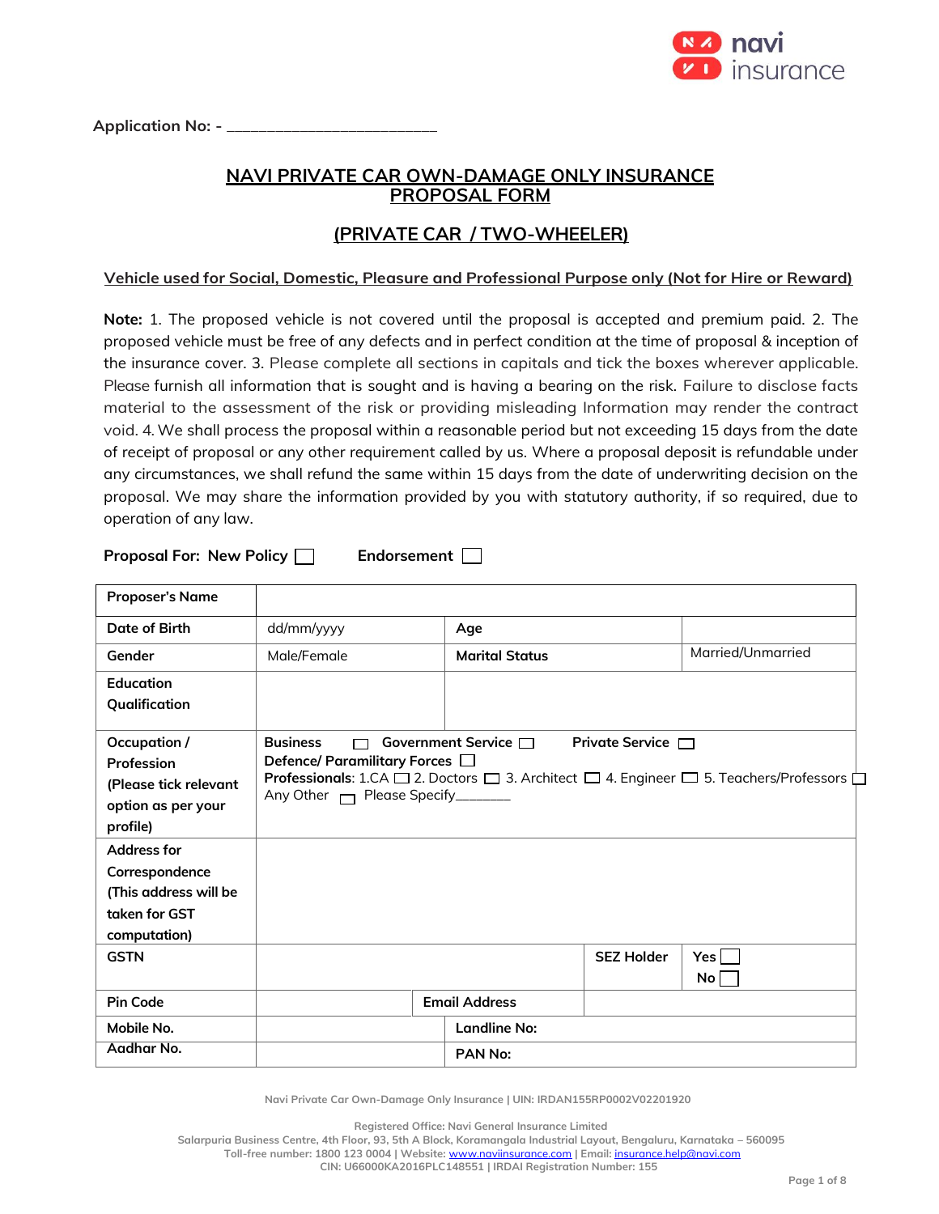Application No: - ________________________

# NAVI PRIVATE CAR OWN-DAMAGE ONLY INSURANCE PROPOSAL FORM

## (PRIVATE CAR / TWO-WHEELER)

**Vehicle used for Social, Domestic, Pleasure and Professional Purpose only (Not for Hire or Reward)**

**Note:** 1. The proposed vehicle is not covered until the proposal is accepted and premium paid. 2. The proposed vehicle must be free of any defects and in perfect condition at the time of proposal & inception of the insurance cover. 3. Please complete all sections in capitals and tick the boxes wherever applicable. Please furnish all information that is sought and is having a bearing on the risk. Failure to disclose facts material to the assessment of the risk or providing misleading Information may render the contract void. 4. We shall process the proposal within a reasonable period but not exceeding 15 days from the date of receipt of proposal or any other requirement called by us. Where a proposal deposit is refundable under any circumstances, we shall refund the same within 15 days from the date of underwriting decision on the proposal. We may share the information provided by you with statutory authority, if so required, due to operation of any law.

**Proposal For: New Policy** ☐ **Endorsement** ☐

| **Proposer's Name** | | | |
|---|---|---|---|
| **Date of Birth** | dd/mm/yyyy | **Age** | |
| **Gender** | Male/Female | **Marital Status** | Married/Unmarried |
| **Education Qualification** | | | |
| **Occupation / Profession (Please tick relevant option as per your profile)** | **Business** ☐ **Government Service** ☐ **Private Service** ☐ **Defence/ Paramilitary Forces** ☐ **Professionals**: 1.CA ☐ 2. Doctors ☐ 3. Architect ☐ 4. Engineer ☐ 5. Teachers/Professors ☐ Any Other ☐ Please Specify_______ | | |
| **Address for Correspondence (This address will be taken for GST computation)** | | | |
| **GSTN** | | **SEZ Holder** | Yes ☐ No ☐ |
| **Pin Code** | | **Email Address** | |
| **Mobile No.** | | **Landline No:** | |
| **Aadhar No.** | | **PAN No:** | |

Navi Private Car Own-Damage Only Insurance | UIN: IRDAN155RP0002V02201920

Registered Office: Navi General Insurance Limited
Salarpuria Business Centre, 4th Floor, 93, 5th A Block, Koramangala Industrial Layout, Bengaluru, Karnataka – 560095
Toll-free number: 1800 123 0004 | Website: www.naviinsurance.com | Email: insurance.help@navi.com
CIN: U66000KA2016PLC148551 | IRDAI Registration Number: 155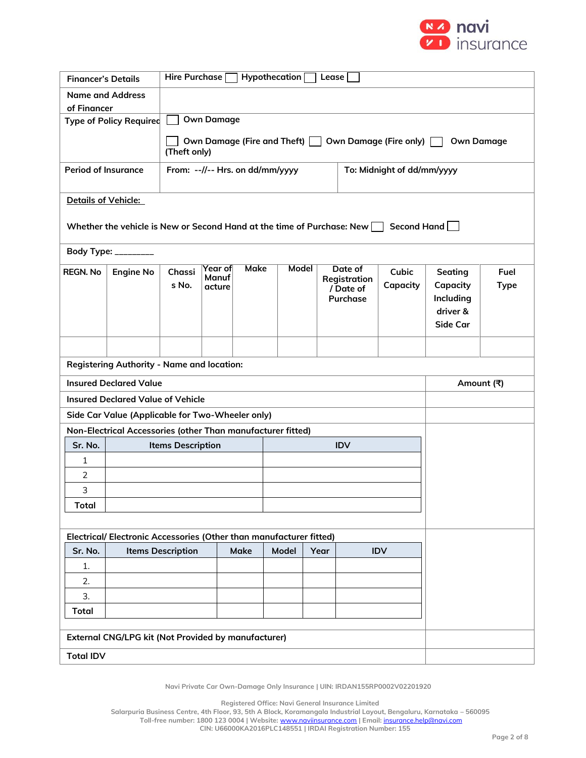| Financer's Details | Hire Purchase ☐ Hypothecation ☐ Lease ☐ | |
|---|---|---|
| Name and Address of Financer | | |
| Type of Policy Required | ☐ Own Damage<br><br>☐ Own Damage (Fire and Theft) ☐ Own Damage (Fire only) ☐ Own Damage (Theft only) | |
| Period of Insurance | From: --//-- Hrs. on dd/mm/yyyy | To: Midnight of dd/mm/yyyy |

**Details of Vehicle:**

Whether the vehicle is New or Second Hand at the time of Purchase: New ☐ Second Hand ☐

Body Type: ________

| REGN. No | Engine No | Chassis No. | Year of Manufacture | Make | Model | Date of Registration / Date of Purchase | Cubic Capacity | Seating Capacity Including driver & Side Car | Fuel Type |
|---|---|---|---|---|---|---|---|---|---|
| | | | | | | | | | |

Registering Authority - Name and location:

| Insured Declared Value | Amount (₹) |
|---|---|
| Insured Declared Value of Vehicle | |
| Side Car Value (Applicable for Two-Wheeler only) | |
| Non-Electrical Accessories (other Than manufacturer fitted) | |

| Sr. No. | Items Description | IDV |
|---|---|---|
| 1 | | |
| 2 | | |
| 3 | | |
| Total | | |

Electrical/ Electronic Accessories (Other than manufacturer fitted)

| Sr. No. | Items Description | Make | Model | Year | IDV |
|---|---|---|---|---|---|
| 1. | | | | | |
| 2. | | | | | |
| 3. | | | | | |
| Total | | | | | |

| | Amount (₹) |
|---|---|
| External CNG/LPG kit (Not Provided by manufacturer) | |
| Total IDV | |

Navi Private Car Own-Damage Only Insurance | UIN: IRDAN155RP0002V02201920

Registered Office: Navi General Insurance Limited
Salarpuria Business Centre, 4th Floor, 93, 5th A Block, Koramangala Industrial Layout, Bengaluru, Karnataka – 560095
Toll-free number: 1800 123 0004 | Website: www.naviinsurance.com | Email: insurance.help@navi.com
CIN: U66000KA2016PLC148551 | IRDAI Registration Number: 155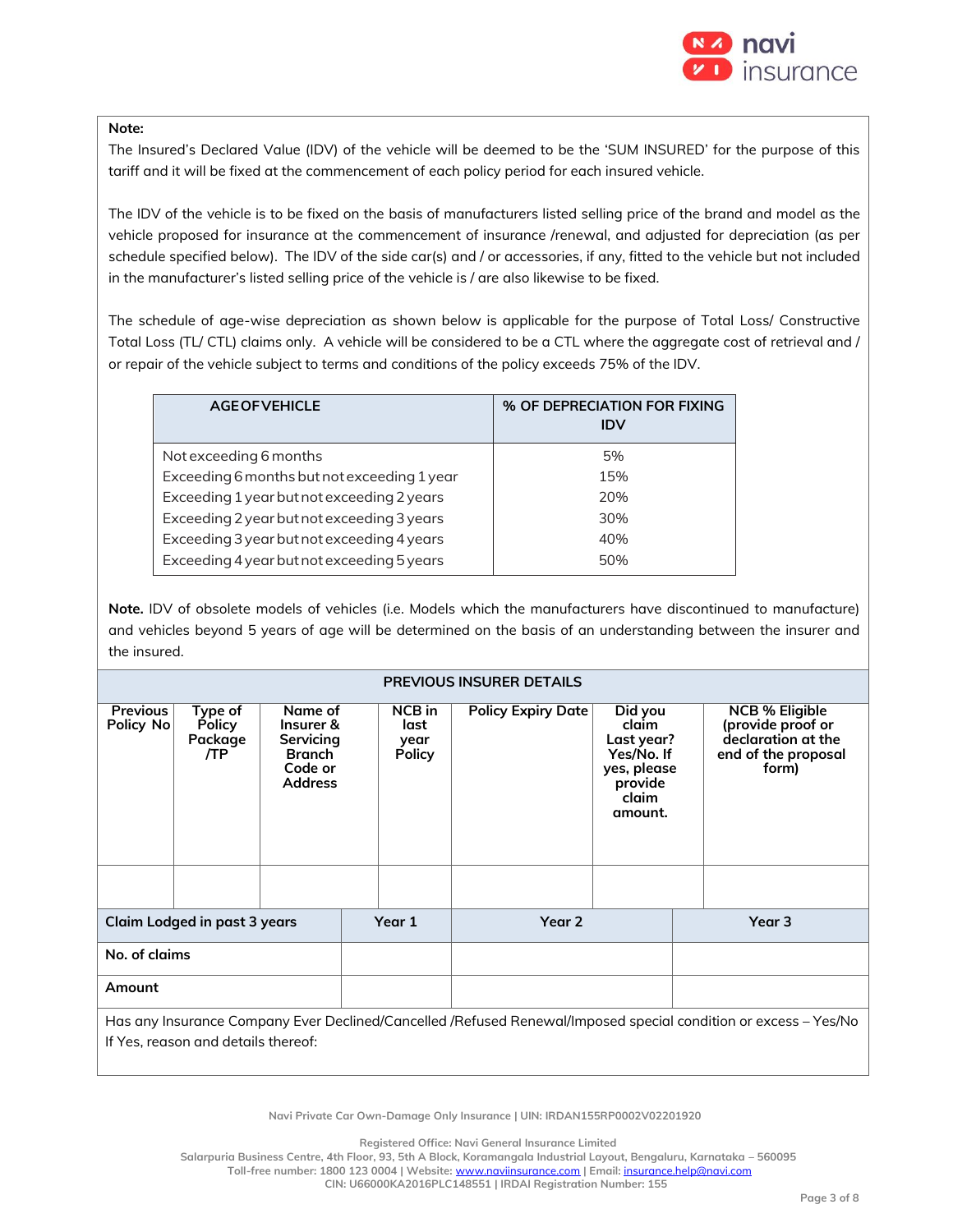**Note:**

The Insured's Declared Value (IDV) of the vehicle will be deemed to be the 'SUM INSURED' for the purpose of this tariff and it will be fixed at the commencement of each policy period for each insured vehicle.

The IDV of the vehicle is to be fixed on the basis of manufacturers listed selling price of the brand and model as the vehicle proposed for insurance at the commencement of insurance /renewal, and adjusted for depreciation (as per schedule specified below). The IDV of the side car(s) and / or accessories, if any, fitted to the vehicle but not included in the manufacturer's listed selling price of the vehicle is / are also likewise to be fixed.

The schedule of age-wise depreciation as shown below is applicable for the purpose of Total Loss/ Constructive Total Loss (TL/ CTL) claims only. A vehicle will be considered to be a CTL where the aggregate cost of retrieval and / or repair of the vehicle subject to terms and conditions of the policy exceeds 75% of the IDV.

| AGE OF VEHICLE | % OF DEPRECIATION FOR FIXING IDV |
|---|---|
| Not exceeding 6 months | 5% |
| Exceeding 6 months but not exceeding 1 year | 15% |
| Exceeding 1 year but not exceeding 2 years | 20% |
| Exceeding 2 year but not exceeding 3 years | 30% |
| Exceeding 3 year but not exceeding 4 years | 40% |
| Exceeding 4 year but not exceeding 5 years | 50% |

**Note.** IDV of obsolete models of vehicles (i.e. Models which the manufacturers have discontinued to manufacture) and vehicles beyond 5 years of age will be determined on the basis of an understanding between the insurer and the insured.

**PREVIOUS INSURER DETAILS**

| Previous Policy No | Type of Policy Package /TP | Name of Insurer & Servicing Branch Code or Address | NCB in last year Policy | Policy Expiry Date | Did you claim Last year? Yes/No. If yes, please provide claim amount. | NCB % Eligible (provide proof or declaration at the end of the proposal form) |
|---|---|---|---|---|---|---|
| | | | | | | |

| Claim Lodged in past 3 years | Year 1 | Year 2 | Year 3 |
|---|---|---|---|
| No. of claims | | | |
| Amount | | | |

Has any Insurance Company Ever Declined/Cancelled /Refused Renewal/Imposed special condition or excess – Yes/No

If Yes, reason and details thereof: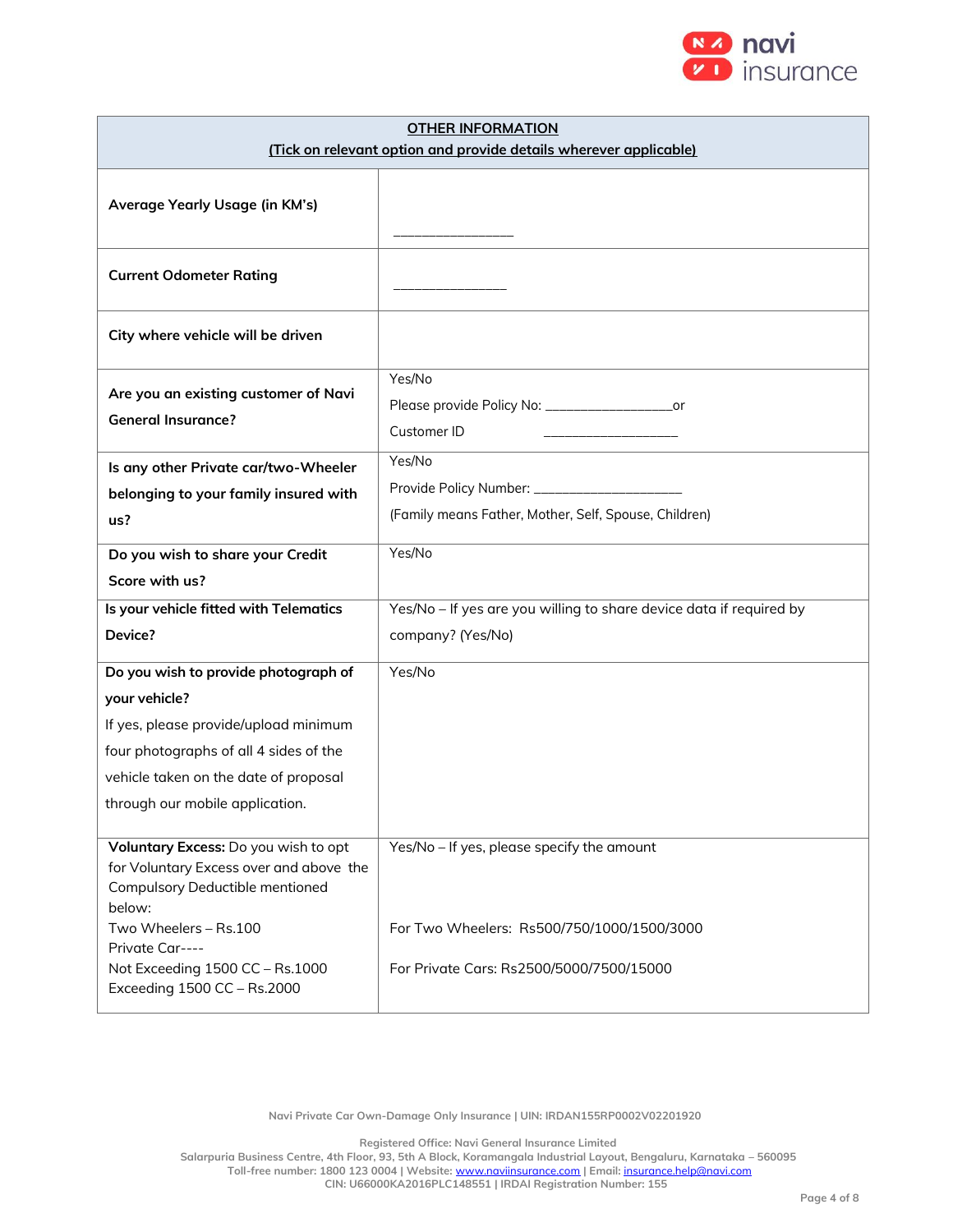| **OTHER INFORMATION** (Tick on relevant option and provide details wherever applicable) | |
|---|---|
| **Average Yearly Usage (in KM's)** | _______________ |
| **Current Odometer Rating** | _______________ |
| **City where vehicle will be driven** | |
| **Are you an existing customer of Navi General Insurance?** | Yes/No<br>Please provide Policy No: _________________or<br>Customer ID ___________________ |
| **Is any other Private car/two-Wheeler belonging to your family insured with us?** | Yes/No<br>Provide Policy Number: ____________________<br>(Family means Father, Mother, Self, Spouse, Children) |
| **Do you wish to share your Credit Score with us?** | Yes/No |
| **Is your vehicle fitted with Telematics Device?** | Yes/No – If yes are you willing to share device data if required by company? (Yes/No) |
| **Do you wish to provide photograph of your vehicle?**<br>If yes, please provide/upload minimum four photographs of all 4 sides of the vehicle taken on the date of proposal through our mobile application. | Yes/No |
| **Voluntary Excess:** Do you wish to opt for Voluntary Excess over and above the Compulsory Deductible mentioned below:<br>Two Wheelers – Rs.100<br>Private Car----<br>Not Exceeding 1500 CC – Rs.1000<br>Exceeding 1500 CC – Rs.2000 | Yes/No – If yes, please specify the amount<br><br>For Two Wheelers: Rs500/750/1000/1500/3000<br><br>For Private Cars: Rs2500/5000/7500/15000 |

Navi Private Car Own-Damage Only Insurance | UIN: IRDAN155RP0002V02201920

Registered Office: Navi General Insurance Limited
Salarpuria Business Centre, 4th Floor, 93, 5th A Block, Koramangala Industrial Layout, Bengaluru, Karnataka – 560095
Toll-free number: 1800 123 0004 | Website: www.naviinsurance.com | Email: insurance.help@navi.com
CIN: U66000KA2016PLC148551 | IRDAI Registration Number: 155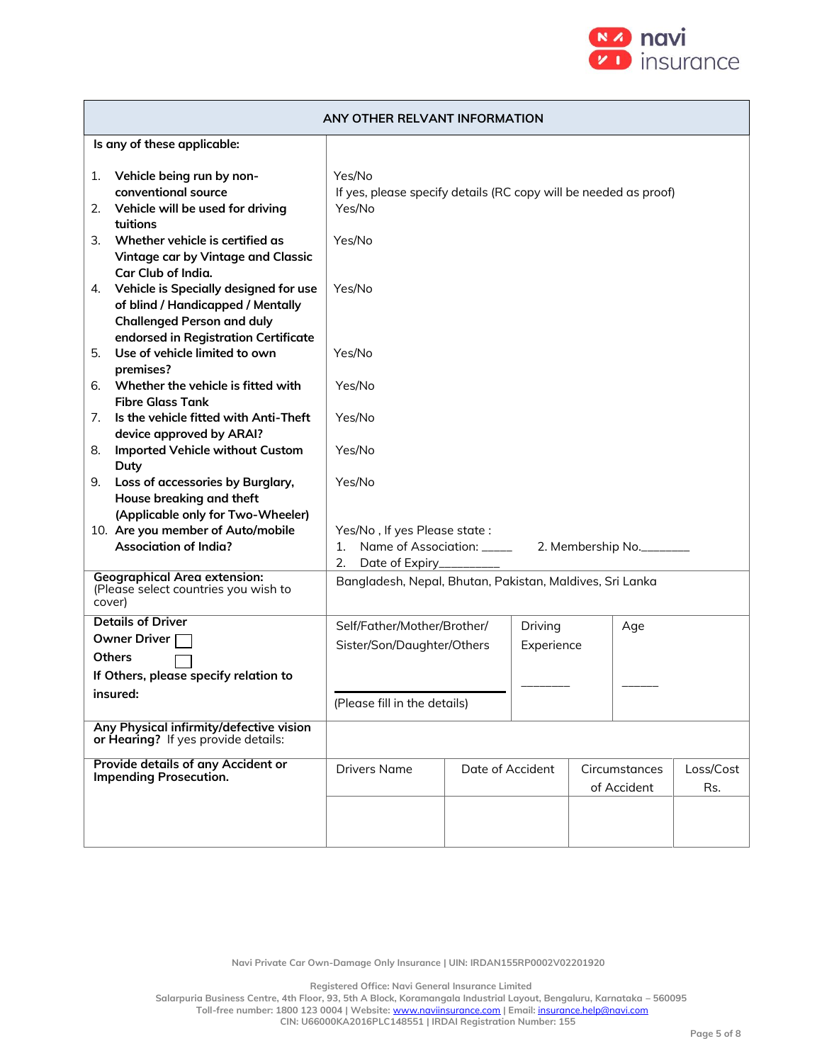| ANY OTHER RELVANT INFORMATION | |
|---|---|
| **Is any of these applicable:** | |
| 1. **Vehicle being run by non-conventional source** | Yes/No<br>If yes, please specify details (RC copy will be needed as proof) |
| 2. **Vehicle will be used for driving tuitions** | Yes/No |
| 3. **Whether vehicle is certified as Vintage car by Vintage and Classic Car Club of India.** | Yes/No |
| 4. **Vehicle is Specially designed for use of blind / Handicapped / Mentally Challenged Person and duly endorsed in Registration Certificate** | Yes/No |
| 5. **Use of vehicle limited to own premises?** | Yes/No |
| 6. **Whether the vehicle is fitted with Fibre Glass Tank** | Yes/No |
| 7. **Is the vehicle fitted with Anti-Theft device approved by ARAI?** | Yes/No |
| 8. **Imported Vehicle without Custom Duty** | Yes/No |
| 9. **Loss of accessories by Burglary, House breaking and theft (Applicable only for Two-Wheeler)** | Yes/No |
| 10. **Are you member of Auto/mobile Association of India?** | Yes/No , If yes Please state :<br>1. Name of Association: _____ 2. Membership No._______<br>2. Date of Expiry_________ |
| **Geographical Area extension:**<br>(Please select countries you wish to cover) | Bangladesh, Nepal, Bhutan, Pakistan, Maldives, Sri Lanka |

| Details of Driver | | | |
|---|---|---|---|
| **Owner Driver** ☐<br>**Others** ☐<br>**If Others, please specify relation to insured:** | Self/Father/Mother/Brother/ Sister/Son/Daughter/Others<br>____________<br>(Please fill in the details) | Driving Experience<br>_______ | Age<br>_____ |

| **Any Physical infirmity/defective vision or Hearing?** If yes provide details: | |
|---|---|

| **Provide details of any Accident or Impending Prosecution.** | Drivers Name | Date of Accident | Circumstances of Accident | Loss/Cost Rs. |
|---|---|---|---|---|
| | | | | |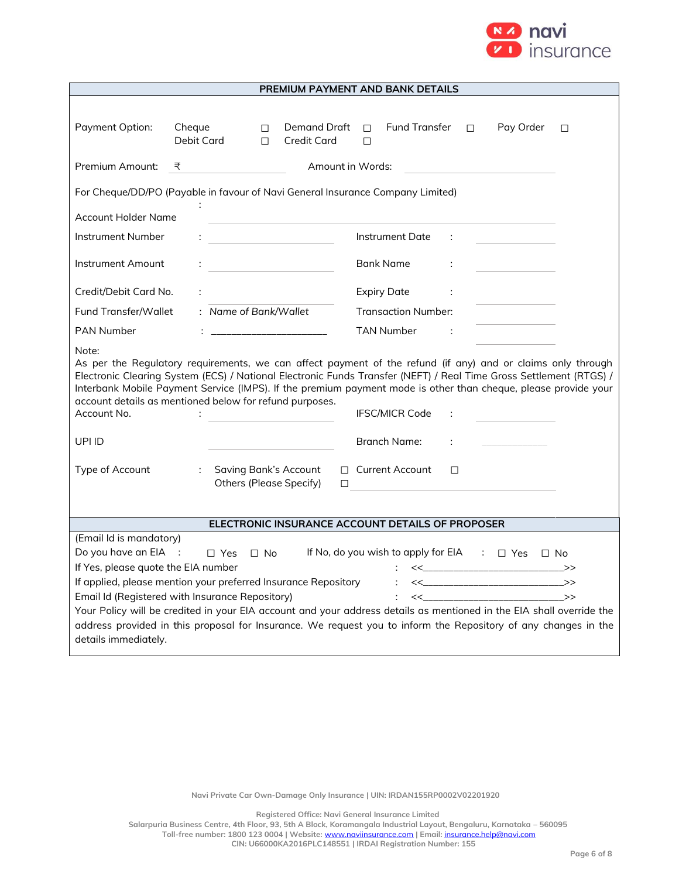## PREMIUM PAYMENT AND BAND DETAILS

Payment Option: Cheque ☐ Demand Draft ☐ Fund Transfer ☐ Pay Order ☐
Debit Card ☐ Credit Card ☐

Premium Amount: ₹ ________________ Amount in Words: ________________

For Cheque/DD/PO (Payable in favour of Navi General Insurance Company Limited)

Account Holder Name : ________________________________

Instrument Number : ________________ Instrument Date : ____________

Instrument Amount : ________________ Bank Name : ____________

Credit/Debit Card No. : ________________ Expiry Date : ____________

Fund Transfer/Wallet : *Name of Bank/Wallet* Transaction Number: ____________

PAN Number : ____________________ TAN Number : ____________

Note:
As per the Regulatory requirements, we can affect payment of the refund (if any) and or claims only through Electronic Clearing System (ECS) / National Electronic Funds Transfer (NEFT) / Real Time Gross Settlement (RTGS) / Interbank Mobile Payment Service (IMPS). If the premium payment mode is other than cheque, please provide your account details as mentioned below for refund purposes.

Account No. : ________________ IFSC/MICR Code : ____________

UPI ID ________________ Branch Name: : ____________

Type of Account : Saving Bank's Account ☐ Current Account ☐
Others (Please Specify) ☐ ________________

## ELECTRONIC INSURANCE ACCOUNT DETAILS OF PROPOSER

(Email Id is mandatory)

Do you have an EIA : ☐ Yes ☐ No If No, do you wish to apply for EIA : ☐ Yes ☐ No

If Yes, please quote the EIA number : <<____________________________>>

If applied, please mention your preferred Insurance Repository : <<____________________________>>

Email Id (Registered with Insurance Repository) : <<____________________________>>

Your Policy will be credited in your EIA account and your address details as mentioned in the EIA shall override the address provided in this proposal for Insurance. We request you to inform the Repository of any changes in the details immediately.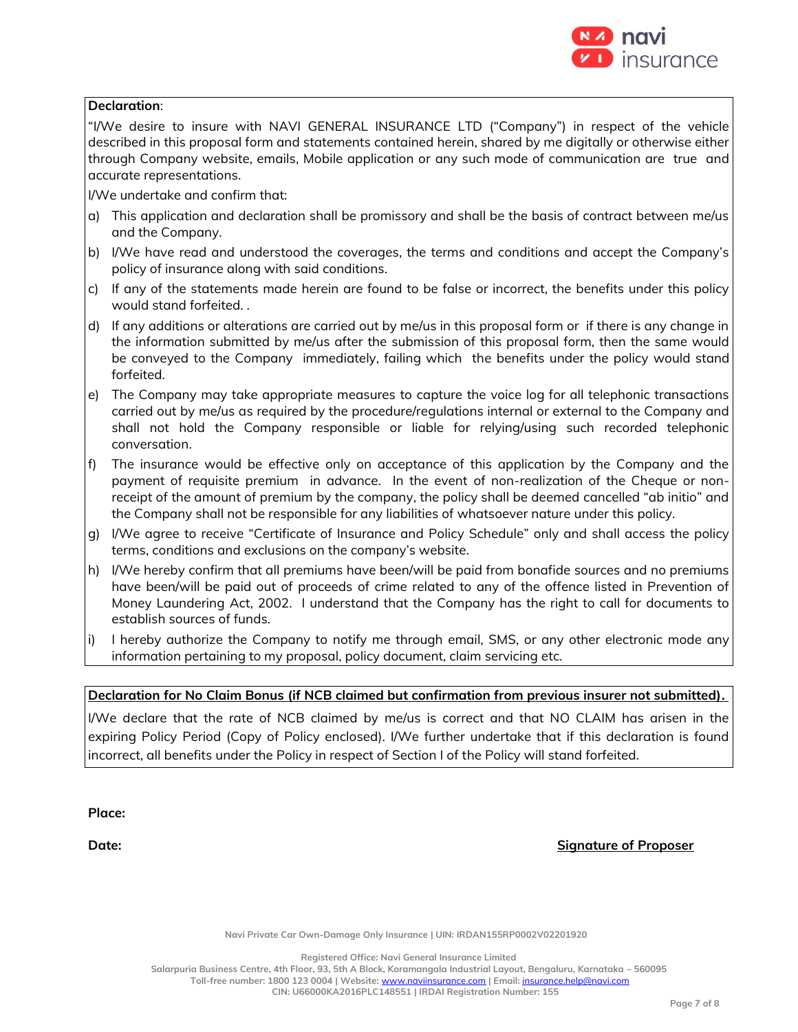**Declaration**:

"I/We desire to insure with NAVI GENERAL INSURANCE LTD ("Company") in respect of the vehicle described in this proposal form and statements contained herein, shared by me digitally or otherwise either through Company website, emails, Mobile application or any such mode of communication are true and accurate representations.

I/We undertake and confirm that:

a) This application and declaration shall be promissory and shall be the basis of contract between me/us and the Company.
b) I/We have read and understood the coverages, the terms and conditions and accept the Company's policy of insurance along with said conditions.
c) If any of the statements made herein are found to be false or incorrect, the benefits under this policy would stand forfeited. .
d) If any additions or alterations are carried out by me/us in this proposal form or if there is any change in the information submitted by me/us after the submission of this proposal form, then the same would be conveyed to the Company immediately, failing which the benefits under the policy would stand forfeited.
e) The Company may take appropriate measures to capture the voice log for all telephonic transactions carried out by me/us as required by the procedure/regulations internal or external to the Company and shall not hold the Company responsible or liable for relying/using such recorded telephonic conversation.
f) The insurance would be effective only on acceptance of this application by the Company and the payment of requisite premium in advance. In the event of non-realization of the Cheque or non-receipt of the amount of premium by the company, the policy shall be deemed cancelled "ab initio" and the Company shall not be responsible for any liabilities of whatsoever nature under this policy.
g) I/We agree to receive "Certificate of Insurance and Policy Schedule" only and shall access the policy terms, conditions and exclusions on the company's website.
h) I/We hereby confirm that all premiums have been/will be paid from bonafide sources and no premiums have been/will be paid out of proceeds of crime related to any of the offence listed in Prevention of Money Laundering Act, 2002. I understand that the Company has the right to call for documents to establish sources of funds.
i) I hereby authorize the Company to notify me through email, SMS, or any other electronic mode any information pertaining to my proposal, policy document, claim servicing etc.

**Declaration for No Claim Bonus (if NCB claimed but confirmation from previous insurer not submitted).**

I/We declare that the rate of NCB claimed by me/us is correct and that NO CLAIM has arisen in the expiring Policy Period (Copy of Policy enclosed). I/We further undertake that if this declaration is found incorrect, all benefits under the Policy in respect of Section I of the Policy will stand forfeited.

**Place:**

**Date:** **Signature of Proposer**

Navi Private Car Own-Damage Only Insurance | UIN: IRDAN155RP0002V02201920

Registered Office: Navi General Insurance Limited
Salarpuria Business Centre, 4th Floor, 93, 5th A Block, Koramangala Industrial Layout, Bengaluru, Karnataka – 560095
Toll-free number: 1800 123 0004 | Website: www.naviinsurance.com | Email: insurance.help@navi.com
CIN: U66000KA2016PLC148551 | IRDAI Registration Number: 155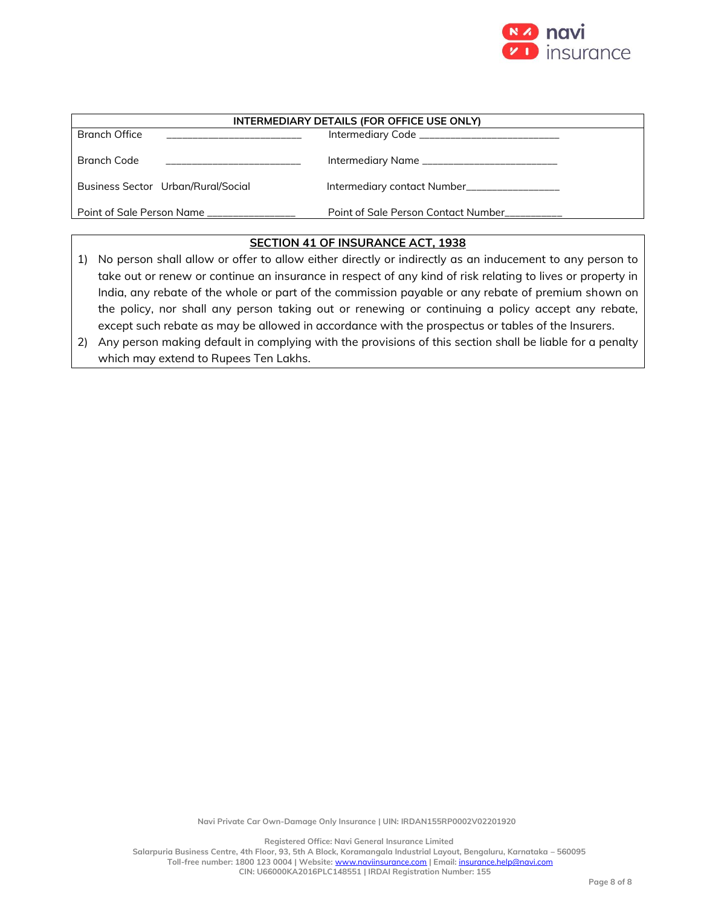| INTERMEDIARY DETAILS (FOR OFFICE USE ONLY) | |
|---|---|
| Branch Office ________________________ | Intermediary Code _________________________ |
| Branch Code ________________________ | Intermediary Name _________________________ |
| Business Sector Urban/Rural/Social | Intermediary contact Number_________________ |
| Point of Sale Person Name ________________ | Point of Sale Person Contact Number__________ |

## SECTION 41 OF INSURANCE ACT, 1938

1) No person shall allow or offer to allow either directly or indirectly as an inducement to any person to take out or renew or continue an insurance in respect of any kind of risk relating to lives or property in India, any rebate of the whole or part of the commission payable or any rebate of premium shown on the policy, nor shall any person taking out or renewing or continuing a policy accept any rebate, except such rebate as may be allowed in accordance with the prospectus or tables of the Insurers.
2) Any person making default in complying with the provisions of this section shall be liable for a penalty which may extend to Rupees Ten Lakhs.